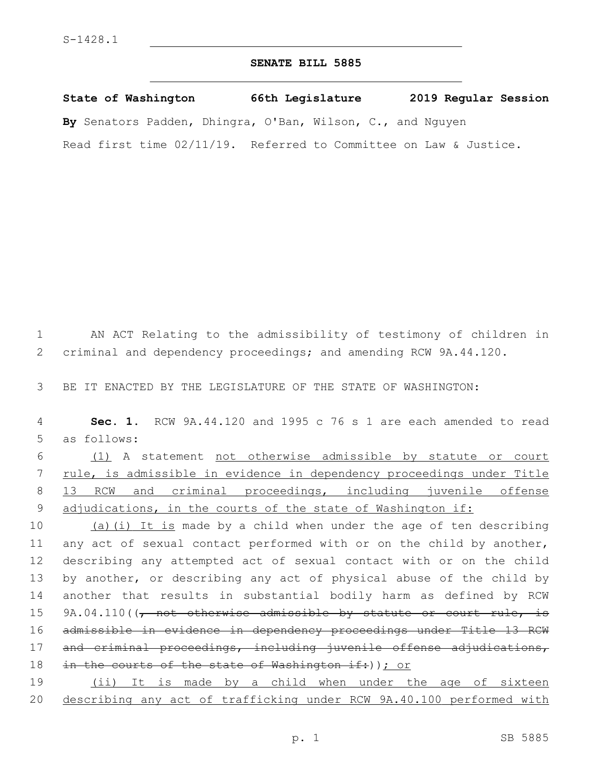S-1428.1

# SENATE BILL 5885

**State of Washington 66th Legislature 2019 Regular Session**

**By** Senators Padden, Dhingra, O'Ban, Wilson, C., and Nguyen

Read first time 02/11/19. Referred to Committee on Law & Justice.

AN ACT Relating to the admissibility of testimony of children in criminal and dependency proceedings; and amending RCW 9A.44.120.

BE IT ENACTED BY THE LEGISLATURE OF THE STATE OF WASHINGTON:

**Sec. 1.** RCW 9A.44.120 and 1995 c 76 s 1 are each amended to read as follows:

<u>(1)</u> A statement <u>not otherwise admissible by statute or court rule, is admissible in evidence in dependency proceedings under Title 13 RCW and criminal proceedings, including juvenile offense adjudications, in the courts of the state of Washington if:</u>

<u>(a)(i) It is</u> made by a child when under the age of ten describing any act of sexual contact performed with or on the child by another, describing any attempted act of sexual contact with or on the child by another, or describing any act of physical abuse of the child by another that results in substantial bodily harm as defined by RCW 9A.04.110((~~, not otherwise admissible by statute or court rule, is admissible in evidence in dependency proceedings under Title 13 RCW and criminal proceedings, including juvenile offense adjudications, in the courts of the state of Washington if:~~))<u>; or</u>

<u>(ii) It is made by a child when under the age of sixteen describing any act of trafficking under RCW 9A.40.100 performed with</u>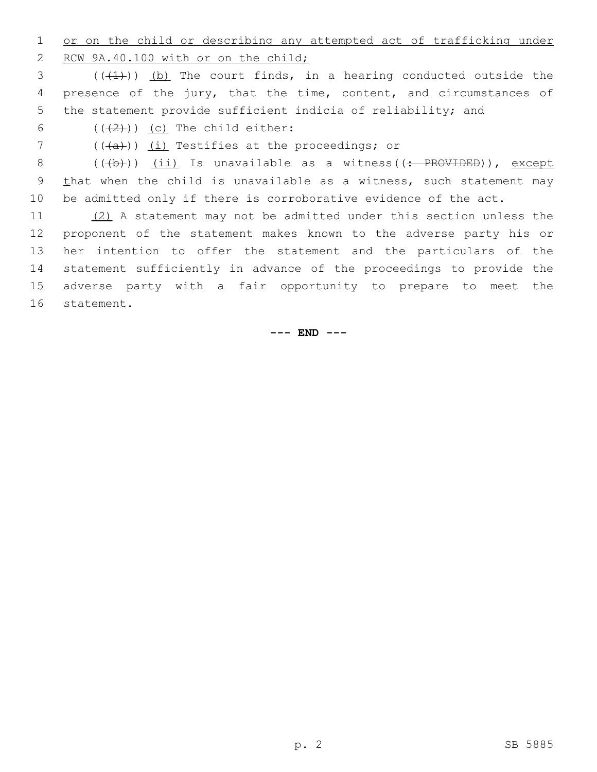or on the child or describing any attempted act of trafficking under RCW 9A.40.100 with or on the child;

(((1))) (b) The court finds, in a hearing conducted outside the presence of the jury, that the time, content, and circumstances of the statement provide sufficient indicia of reliability; and

(((2))) (c) The child either:

(((a))) (i) Testifies at the proceedings; or

(((b))) (ii) Is unavailable as a witness((: PROVIDED)), except that when the child is unavailable as a witness, such statement may be admitted only if there is corroborative evidence of the act.

(2) A statement may not be admitted under this section unless the proponent of the statement makes known to the adverse party his or her intention to offer the statement and the particulars of the statement sufficiently in advance of the proceedings to provide the adverse party with a fair opportunity to prepare to meet the statement.

**--- END ---**